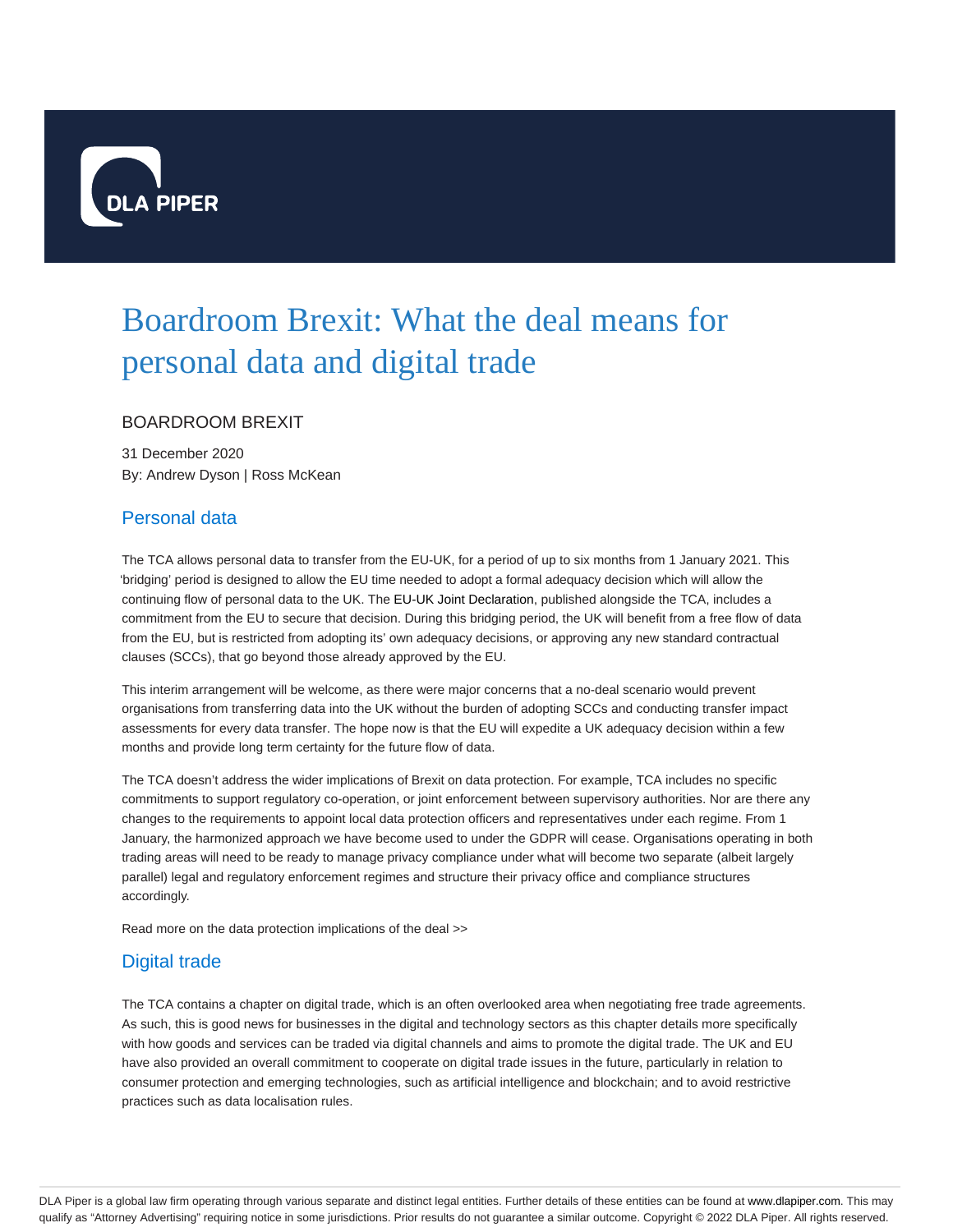# Boardroom Brexit: What the deal means for personal data and digital trade

BOARDROOM BREXIT

31 December 2020

By: Andrew Dyson | Ross McKean

## Personal data

The TCA allows personal data to transfer from the EU-UK, for a period of up to six months from 1 January 2021. This 'bridging' period is designed to allow the EU time needed to adopt a formal adequacy decision which will allow the continuing flow of personal data to the UK. The EU-UK Joint Declaration, published alongside the TCA, includes a commitment from the EU to secure that decision. During this bridging period, the UK will benefit from a free flow of data from the EU, but is restricted from adopting its' own adequacy decisions, or approving any new standard contractual clauses (SCCs), that go beyond those already approved by the EU.

This interim arrangement will be welcome, as there were major concerns that a no-deal scenario would prevent organisations from transferring data into the UK without the burden of adopting SCCs and conducting transfer impact assessments for every data transfer. The hope now is that the EU will expedite a UK adequacy decision within a few months and provide long term certainty for the future flow of data.

The TCA doesn't address the wider implications of Brexit on data protection. For example, TCA includes no specific commitments to support regulatory co-operation, or joint enforcement between supervisory authorities. Nor are there any changes to the requirements to appoint local data protection officers and representatives under each regime. From 1 January, the harmonized approach we have become used to under the GDPR will cease. Organisations operating in both trading areas will need to be ready to manage privacy compliance under what will become two separate (albeit largely parallel) legal and regulatory enforcement regimes and structure their privacy office and compliance structures accordingly.

Read more on the data protection implications of the deal >>

## Digital trade

The TCA contains a chapter on digital trade, which is an often overlooked area when negotiating free trade agreements. As such, this is good news for businesses in the digital and technology sectors as this chapter details more specifically with how goods and services can be traded via digital channels and aims to promote the digital trade. The UK and EU have also provided an overall commitment to cooperate on digital trade issues in the future, particularly in relation to consumer protection and emerging technologies, such as artificial intelligence and blockchain; and to avoid restrictive practices such as data localisation rules.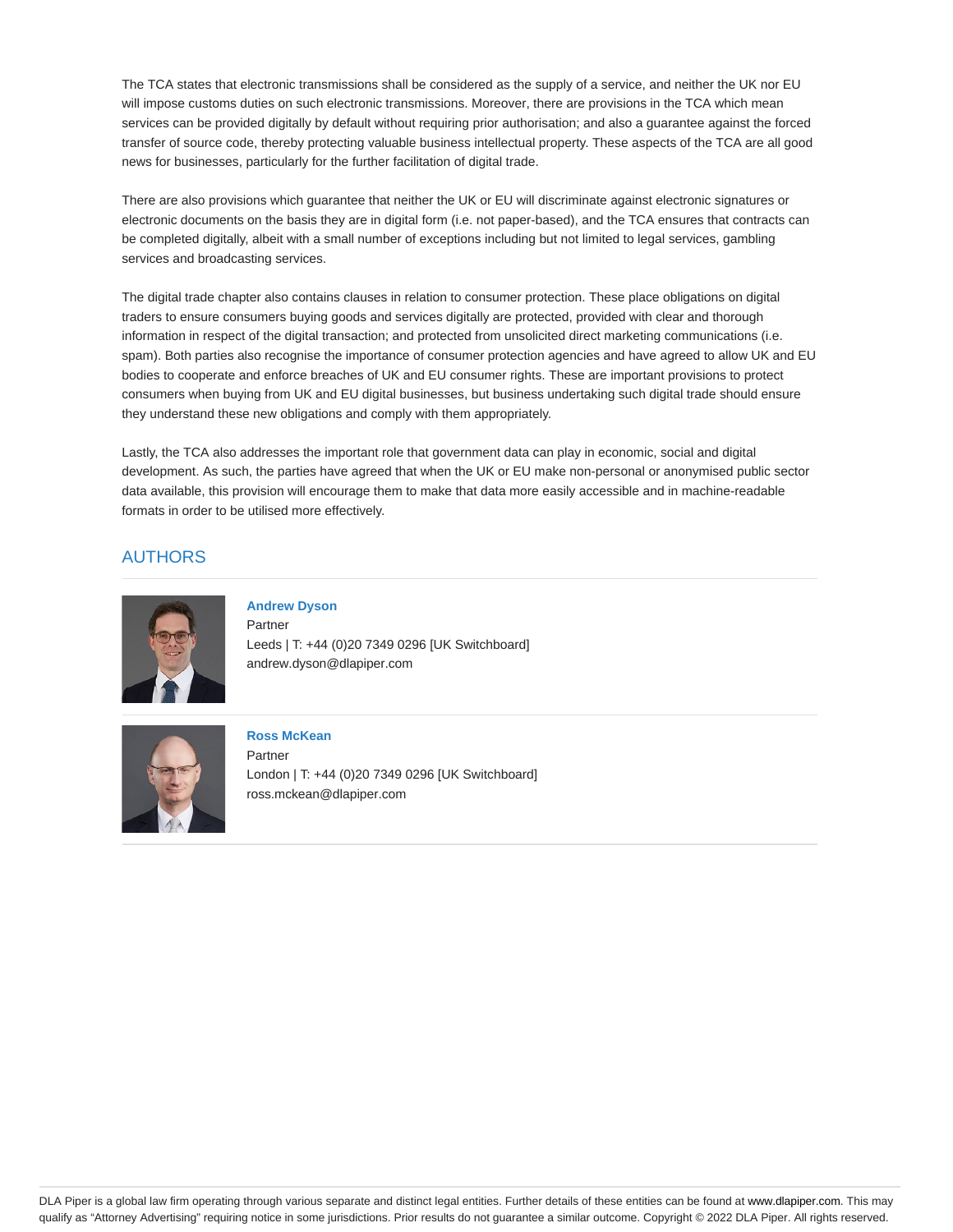The TCA states that electronic transmissions shall be considered as the supply of a service, and neither the UK nor EU will impose customs duties on such electronic transmissions. Moreover, there are provisions in the TCA which mean services can be provided digitally by default without requiring prior authorisation; and also a guarantee against the forced transfer of source code, thereby protecting valuable business intellectual property. These aspects of the TCA are all good news for businesses, particularly for the further facilitation of digital trade.

There are also provisions which guarantee that neither the UK or EU will discriminate against electronic signatures or electronic documents on the basis they are in digital form (i.e. not paper-based), and the TCA ensures that contracts can be completed digitally, albeit with a small number of exceptions including but not limited to legal services, gambling services and broadcasting services.

The digital trade chapter also contains clauses in relation to consumer protection. These place obligations on digital traders to ensure consumers buying goods and services digitally are protected, provided with clear and thorough information in respect of the digital transaction; and protected from unsolicited direct marketing communications (i.e. spam). Both parties also recognise the importance of consumer protection agencies and have agreed to allow UK and EU bodies to cooperate and enforce breaches of UK and EU consumer rights. These are important provisions to protect consumers when buying from UK and EU digital businesses, but business undertaking such digital trade should ensure they understand these new obligations and comply with them appropriately.

Lastly, the TCA also addresses the important role that government data can play in economic, social and digital development. As such, the parties have agreed that when the UK or EU make non-personal or anonymised public sector data available, this provision will encourage them to make that data more easily accessible and in machine-readable formats in order to be utilised more effectively.

## AUTHORS

**Andrew Dyson**
Partner
Leeds | T: +44 (0)20 7349 0296 [UK Switchboard]
andrew.dyson@dlapiper.com

**Ross McKean**
Partner
London | T: +44 (0)20 7349 0296 [UK Switchboard]
ross.mckean@dlapiper.com

DLA Piper is a global law firm operating through various separate and distinct legal entities. Further details of these entities can be found at www.dlapiper.com. This may qualify as "Attorney Advertising" requiring notice in some jurisdictions. Prior results do not guarantee a similar outcome. Copyright © 2022 DLA Piper. All rights reserved.